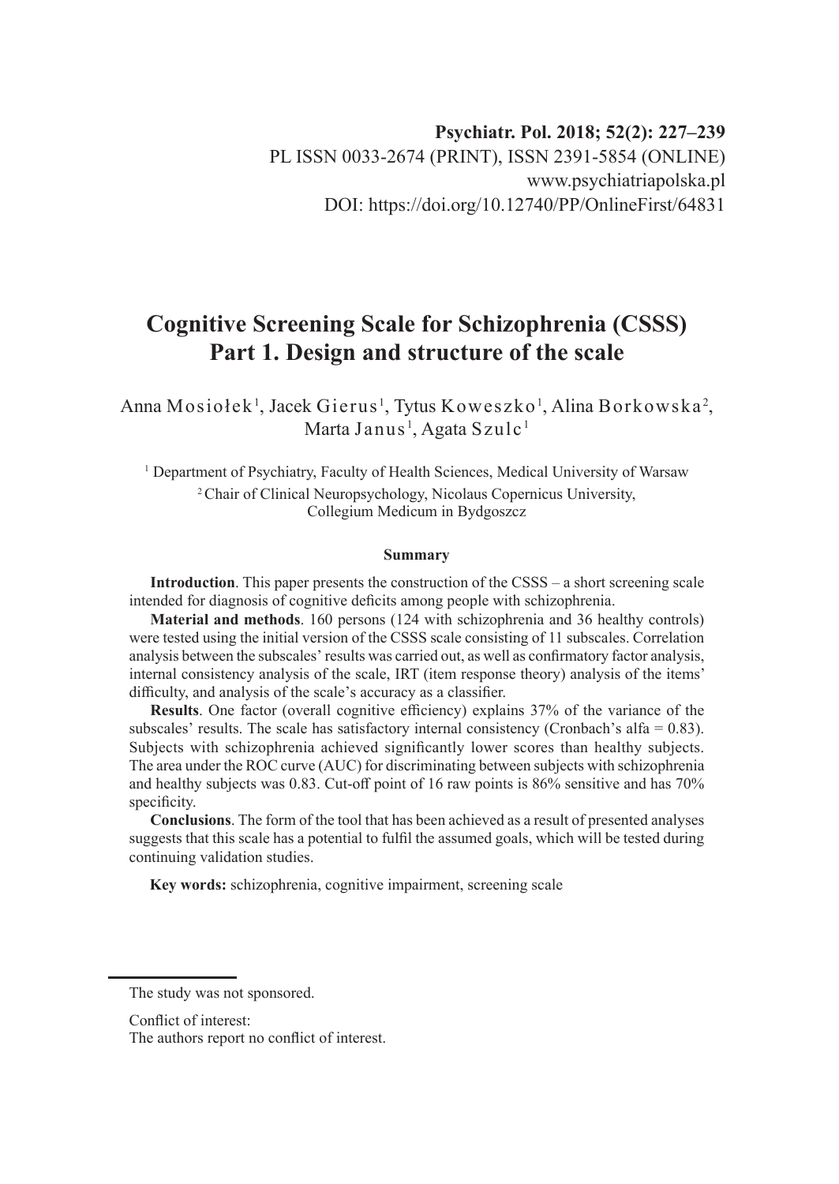Psychiatr. Pol. 2018; 52(2): 227–239
PL ISSN 0033-2674 (PRINT), ISSN 2391-5854 (ONLINE)
www.psychiatriapolska.pl
DOI: https://doi.org/10.12740/PP/OnlineFirst/64831

# Cognitive Screening Scale for Schizophrenia (CSSS) Part 1. Design and structure of the scale

Anna Mosiołek[1], Jacek Gierus[1], Tytus Koweszko[1], Alina Borkowska[2], Marta Janus[1], Agata Szulc[1]

[1] Department of Psychiatry, Faculty of Health Sciences, Medical University of Warsaw

[2] Chair of Clinical Neuropsychology, Nicolaus Copernicus University, Collegium Medicum in Bydgoszcz

### Summary

**Introduction**. This paper presents the construction of the CSSS – a short screening scale intended for diagnosis of cognitive deficits among people with schizophrenia.

**Material and methods**. 160 persons (124 with schizophrenia and 36 healthy controls) were tested using the initial version of the CSSS scale consisting of 11 subscales. Correlation analysis between the subscales' results was carried out, as well as confirmatory factor analysis, internal consistency analysis of the scale, IRT (item response theory) analysis of the items' difficulty, and analysis of the scale's accuracy as a classifier.

**Results**. One factor (overall cognitive efficiency) explains 37% of the variance of the subscales' results. The scale has satisfactory internal consistency (Cronbach's alfa = 0.83). Subjects with schizophrenia achieved significantly lower scores than healthy subjects. The area under the ROC curve (AUC) for discriminating between subjects with schizophrenia and healthy subjects was 0.83. Cut-off point of 16 raw points is 86% sensitive and has 70% specificity.

**Conclusions**. The form of the tool that has been achieved as a result of presented analyses suggests that this scale has a potential to fulfil the assumed goals, which will be tested during continuing validation studies.

**Key words:** schizophrenia, cognitive impairment, screening scale

---

The study was not sponsored.

Conflict of interest:
The authors report no conflict of interest.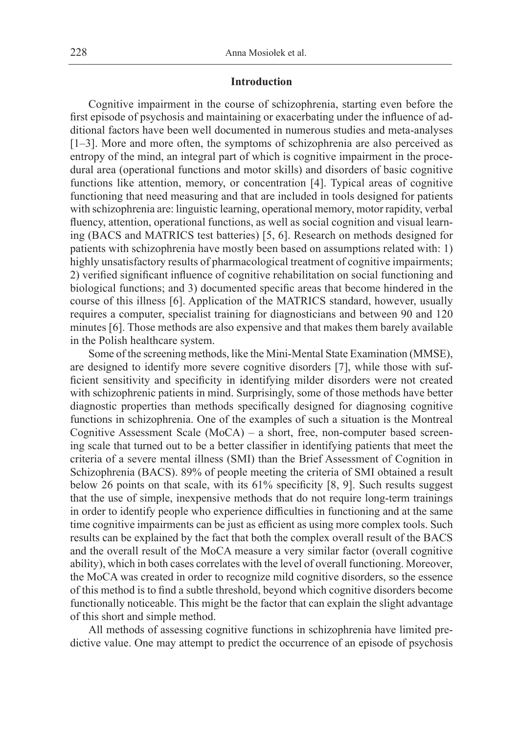## Introduction

Cognitive impairment in the course of schizophrenia, starting even before the first episode of psychosis and maintaining or exacerbating under the influence of additional factors have been well documented in numerous studies and meta-analyses [1–3]. More and more often, the symptoms of schizophrenia are also perceived as entropy of the mind, an integral part of which is cognitive impairment in the procedural area (operational functions and motor skills) and disorders of basic cognitive functions like attention, memory, or concentration [4]. Typical areas of cognitive functioning that need measuring and that are included in tools designed for patients with schizophrenia are: linguistic learning, operational memory, motor rapidity, verbal fluency, attention, operational functions, as well as social cognition and visual learning (BACS and MATRICS test batteries) [5, 6]. Research on methods designed for patients with schizophrenia have mostly been based on assumptions related with: 1) highly unsatisfactory results of pharmacological treatment of cognitive impairments; 2) verified significant influence of cognitive rehabilitation on social functioning and biological functions; and 3) documented specific areas that become hindered in the course of this illness [6]. Application of the MATRICS standard, however, usually requires a computer, specialist training for diagnosticians and between 90 and 120 minutes [6]. Those methods are also expensive and that makes them barely available in the Polish healthcare system.

Some of the screening methods, like the Mini-Mental State Examination (MMSE), are designed to identify more severe cognitive disorders [7], while those with sufficient sensitivity and specificity in identifying milder disorders were not created with schizophrenic patients in mind. Surprisingly, some of those methods have better diagnostic properties than methods specifically designed for diagnosing cognitive functions in schizophrenia. One of the examples of such a situation is the Montreal Cognitive Assessment Scale (MoCA) – a short, free, non-computer based screening scale that turned out to be a better classifier in identifying patients that meet the criteria of a severe mental illness (SMI) than the Brief Assessment of Cognition in Schizophrenia (BACS). 89% of people meeting the criteria of SMI obtained a result below 26 points on that scale, with its 61% specificity [8, 9]. Such results suggest that the use of simple, inexpensive methods that do not require long-term trainings in order to identify people who experience difficulties in functioning and at the same time cognitive impairments can be just as efficient as using more complex tools. Such results can be explained by the fact that both the complex overall result of the BACS and the overall result of the MoCA measure a very similar factor (overall cognitive ability), which in both cases correlates with the level of overall functioning. Moreover, the MoCA was created in order to recognize mild cognitive disorders, so the essence of this method is to find a subtle threshold, beyond which cognitive disorders become functionally noticeable. This might be the factor that can explain the slight advantage of this short and simple method.

All methods of assessing cognitive functions in schizophrenia have limited predictive value. One may attempt to predict the occurrence of an episode of psychosis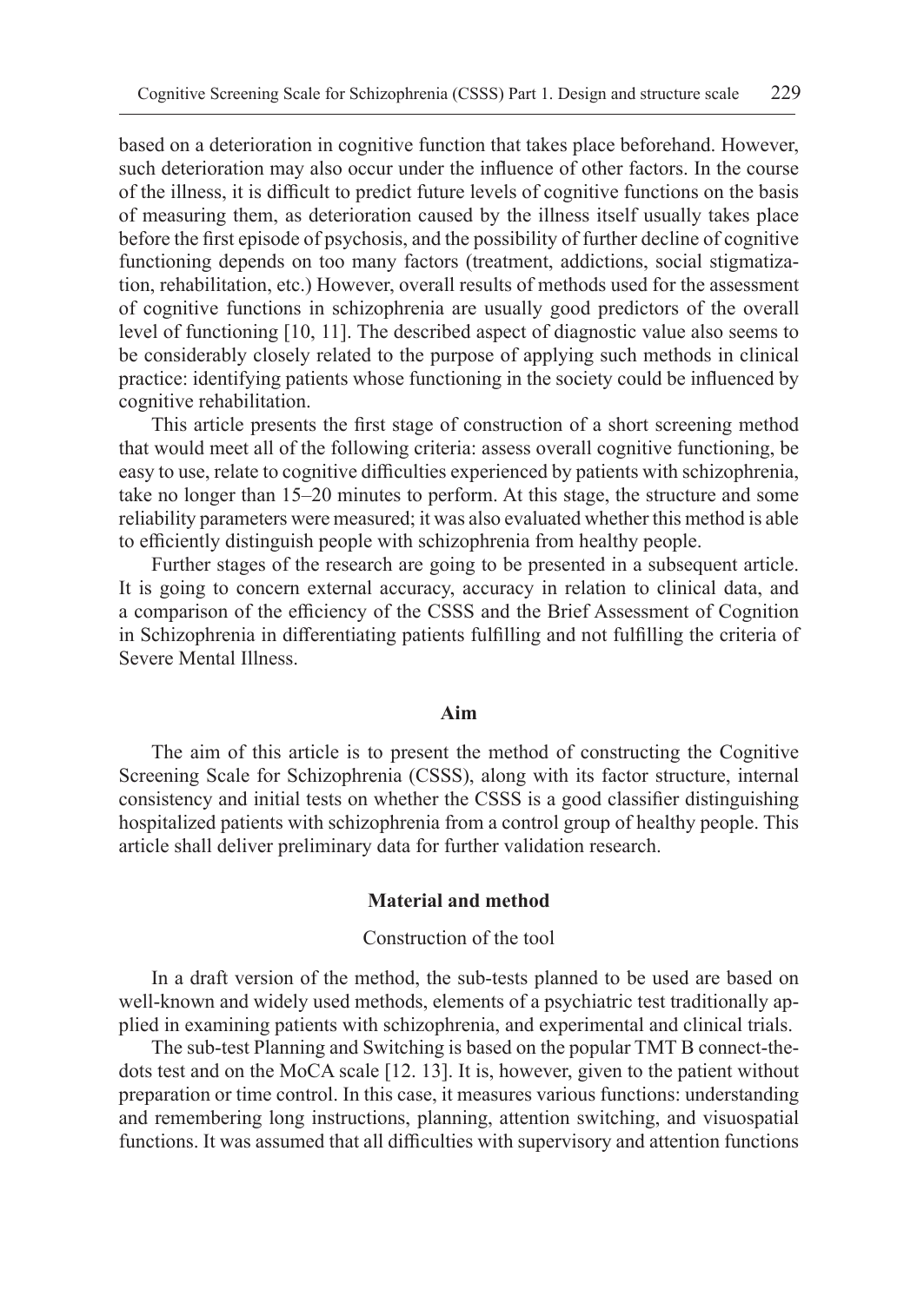based on a deterioration in cognitive function that takes place beforehand. However, such deterioration may also occur under the influence of other factors. In the course of the illness, it is difficult to predict future levels of cognitive functions on the basis of measuring them, as deterioration caused by the illness itself usually takes place before the first episode of psychosis, and the possibility of further decline of cognitive functioning depends on too many factors (treatment, addictions, social stigmatization, rehabilitation, etc.) However, overall results of methods used for the assessment of cognitive functions in schizophrenia are usually good predictors of the overall level of functioning [10, 11]. The described aspect of diagnostic value also seems to be considerably closely related to the purpose of applying such methods in clinical practice: identifying patients whose functioning in the society could be influenced by cognitive rehabilitation.

This article presents the first stage of construction of a short screening method that would meet all of the following criteria: assess overall cognitive functioning, be easy to use, relate to cognitive difficulties experienced by patients with schizophrenia, take no longer than 15–20 minutes to perform. At this stage, the structure and some reliability parameters were measured; it was also evaluated whether this method is able to efficiently distinguish people with schizophrenia from healthy people.

Further stages of the research are going to be presented in a subsequent article. It is going to concern external accuracy, accuracy in relation to clinical data, and a comparison of the efficiency of the CSSS and the Brief Assessment of Cognition in Schizophrenia in differentiating patients fulfilling and not fulfilling the criteria of Severe Mental Illness.

## Aim

The aim of this article is to present the method of constructing the Cognitive Screening Scale for Schizophrenia (CSSS), along with its factor structure, internal consistency and initial tests on whether the CSSS is a good classifier distinguishing hospitalized patients with schizophrenia from a control group of healthy people. This article shall deliver preliminary data for further validation research.

## Material and method

### Construction of the tool

In a draft version of the method, the sub-tests planned to be used are based on well-known and widely used methods, elements of a psychiatric test traditionally applied in examining patients with schizophrenia, and experimental and clinical trials.

The sub-test Planning and Switching is based on the popular TMT B connect-the-dots test and on the MoCA scale [12. 13]. It is, however, given to the patient without preparation or time control. In this case, it measures various functions: understanding and remembering long instructions, planning, attention switching, and visuospatial functions. It was assumed that all difficulties with supervisory and attention functions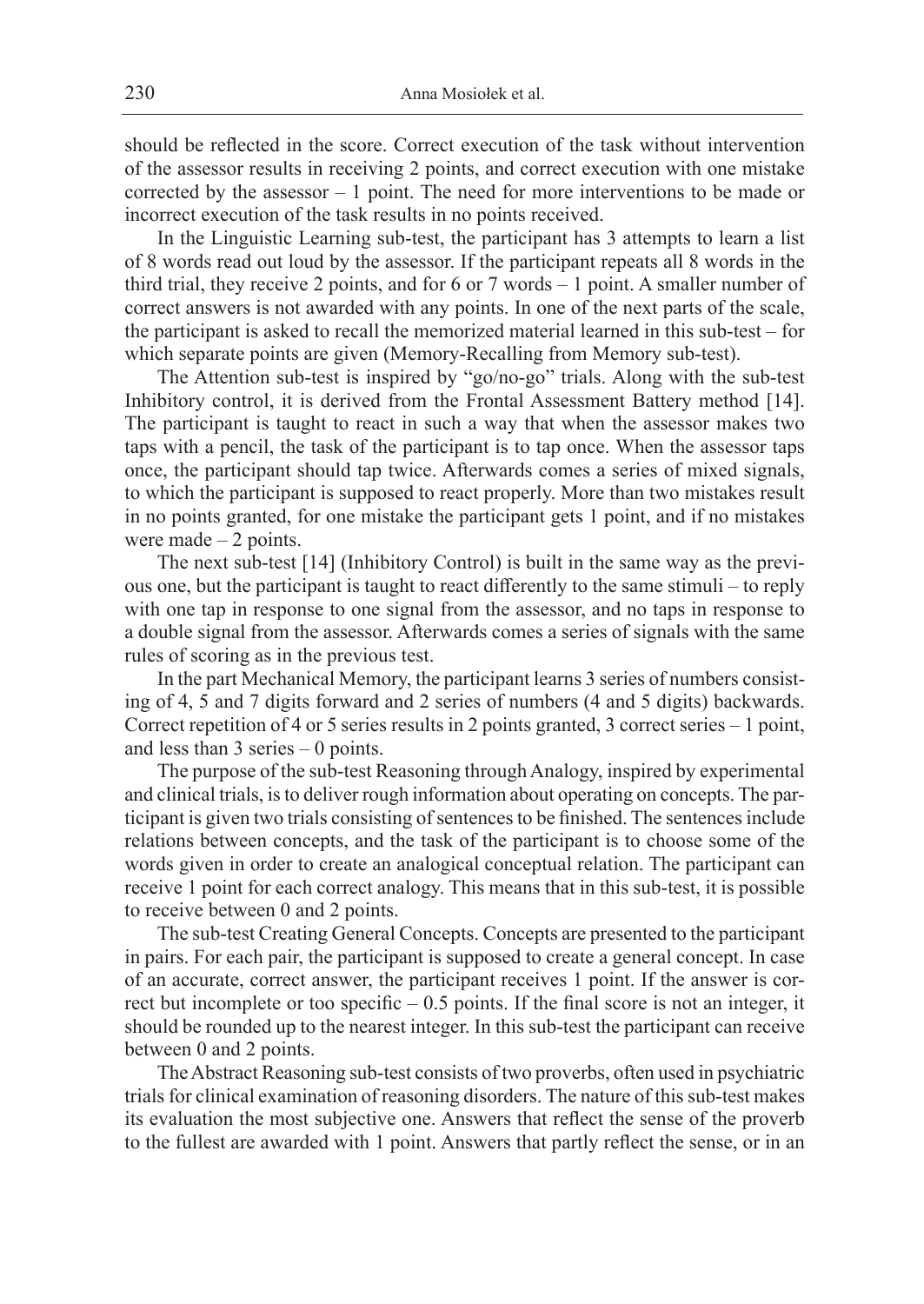should be reflected in the score. Correct execution of the task without intervention of the assessor results in receiving 2 points, and correct execution with one mistake corrected by the assessor – 1 point. The need for more interventions to be made or incorrect execution of the task results in no points received.

In the Linguistic Learning sub-test, the participant has 3 attempts to learn a list of 8 words read out loud by the assessor. If the participant repeats all 8 words in the third trial, they receive 2 points, and for 6 or 7 words – 1 point. A smaller number of correct answers is not awarded with any points. In one of the next parts of the scale, the participant is asked to recall the memorized material learned in this sub-test – for which separate points are given (Memory-Recalling from Memory sub-test).

The Attention sub-test is inspired by "go/no-go" trials. Along with the sub-test Inhibitory control, it is derived from the Frontal Assessment Battery method [14]. The participant is taught to react in such a way that when the assessor makes two taps with a pencil, the task of the participant is to tap once. When the assessor taps once, the participant should tap twice. Afterwards comes a series of mixed signals, to which the participant is supposed to react properly. More than two mistakes result in no points granted, for one mistake the participant gets 1 point, and if no mistakes were made – 2 points.

The next sub-test [14] (Inhibitory Control) is built in the same way as the previous one, but the participant is taught to react differently to the same stimuli – to reply with one tap in response to one signal from the assessor, and no taps in response to a double signal from the assessor. Afterwards comes a series of signals with the same rules of scoring as in the previous test.

In the part Mechanical Memory, the participant learns 3 series of numbers consisting of 4, 5 and 7 digits forward and 2 series of numbers (4 and 5 digits) backwards. Correct repetition of 4 or 5 series results in 2 points granted, 3 correct series – 1 point, and less than 3 series – 0 points.

The purpose of the sub-test Reasoning through Analogy, inspired by experimental and clinical trials, is to deliver rough information about operating on concepts. The participant is given two trials consisting of sentences to be finished. The sentences include relations between concepts, and the task of the participant is to choose some of the words given in order to create an analogical conceptual relation. The participant can receive 1 point for each correct analogy. This means that in this sub-test, it is possible to receive between 0 and 2 points.

The sub-test Creating General Concepts. Concepts are presented to the participant in pairs. For each pair, the participant is supposed to create a general concept. In case of an accurate, correct answer, the participant receives 1 point. If the answer is correct but incomplete or too specific – 0.5 points. If the final score is not an integer, it should be rounded up to the nearest integer. In this sub-test the participant can receive between 0 and 2 points.

The Abstract Reasoning sub-test consists of two proverbs, often used in psychiatric trials for clinical examination of reasoning disorders. The nature of this sub-test makes its evaluation the most subjective one. Answers that reflect the sense of the proverb to the fullest are awarded with 1 point. Answers that partly reflect the sense, or in an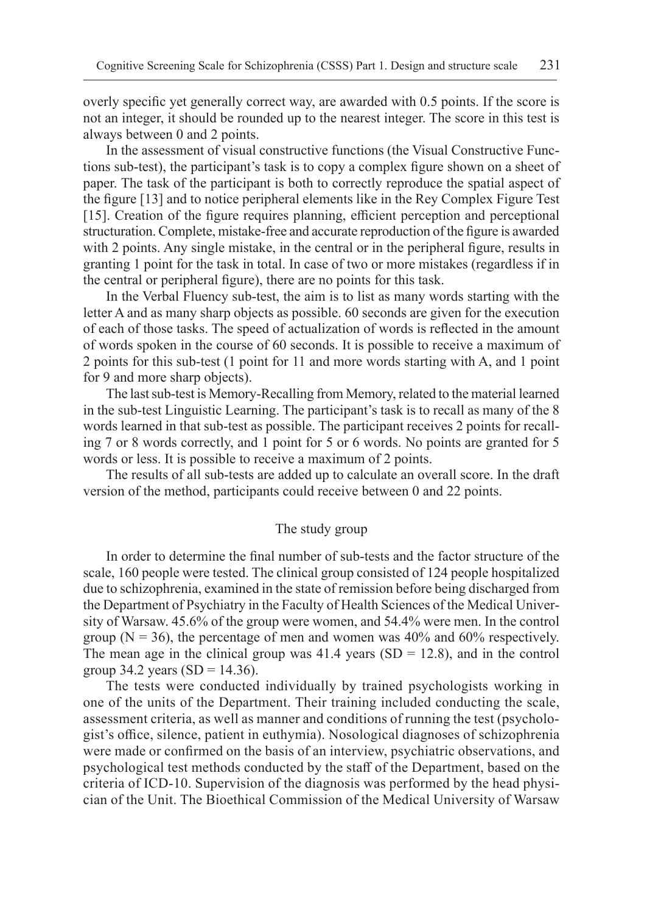overly specific yet generally correct way, are awarded with 0.5 points. If the score is not an integer, it should be rounded up to the nearest integer. The score in this test is always between 0 and 2 points.

In the assessment of visual constructive functions (the Visual Constructive Functions sub-test), the participant's task is to copy a complex figure shown on a sheet of paper. The task of the participant is both to correctly reproduce the spatial aspect of the figure [13] and to notice peripheral elements like in the Rey Complex Figure Test [15]. Creation of the figure requires planning, efficient perception and perceptional structuration. Complete, mistake-free and accurate reproduction of the figure is awarded with 2 points. Any single mistake, in the central or in the peripheral figure, results in granting 1 point for the task in total. In case of two or more mistakes (regardless if in the central or peripheral figure), there are no points for this task.

In the Verbal Fluency sub-test, the aim is to list as many words starting with the letter A and as many sharp objects as possible. 60 seconds are given for the execution of each of those tasks. The speed of actualization of words is reflected in the amount of words spoken in the course of 60 seconds. It is possible to receive a maximum of 2 points for this sub-test (1 point for 11 and more words starting with A, and 1 point for 9 and more sharp objects).

The last sub-test is Memory-Recalling from Memory, related to the material learned in the sub-test Linguistic Learning. The participant's task is to recall as many of the 8 words learned in that sub-test as possible. The participant receives 2 points for recalling 7 or 8 words correctly, and 1 point for 5 or 6 words. No points are granted for 5 words or less. It is possible to receive a maximum of 2 points.

The results of all sub-tests are added up to calculate an overall score. In the draft version of the method, participants could receive between 0 and 22 points.

## The study group

In order to determine the final number of sub-tests and the factor structure of the scale, 160 people were tested. The clinical group consisted of 124 people hospitalized due to schizophrenia, examined in the state of remission before being discharged from the Department of Psychiatry in the Faculty of Health Sciences of the Medical University of Warsaw. 45.6% of the group were women, and 54.4% were men. In the control group ($N = 36$), the percentage of men and women was 40% and 60% respectively. The mean age in the clinical group was 41.4 years ($SD = 12.8$), and in the control group 34.2 years ($SD = 14.36$).

The tests were conducted individually by trained psychologists working in one of the units of the Department. Their training included conducting the scale, assessment criteria, as well as manner and conditions of running the test (psychologist's office, silence, patient in euthymia). Nosological diagnoses of schizophrenia were made or confirmed on the basis of an interview, psychiatric observations, and psychological test methods conducted by the staff of the Department, based on the criteria of ICD-10. Supervision of the diagnosis was performed by the head physician of the Unit. The Bioethical Commission of the Medical University of Warsaw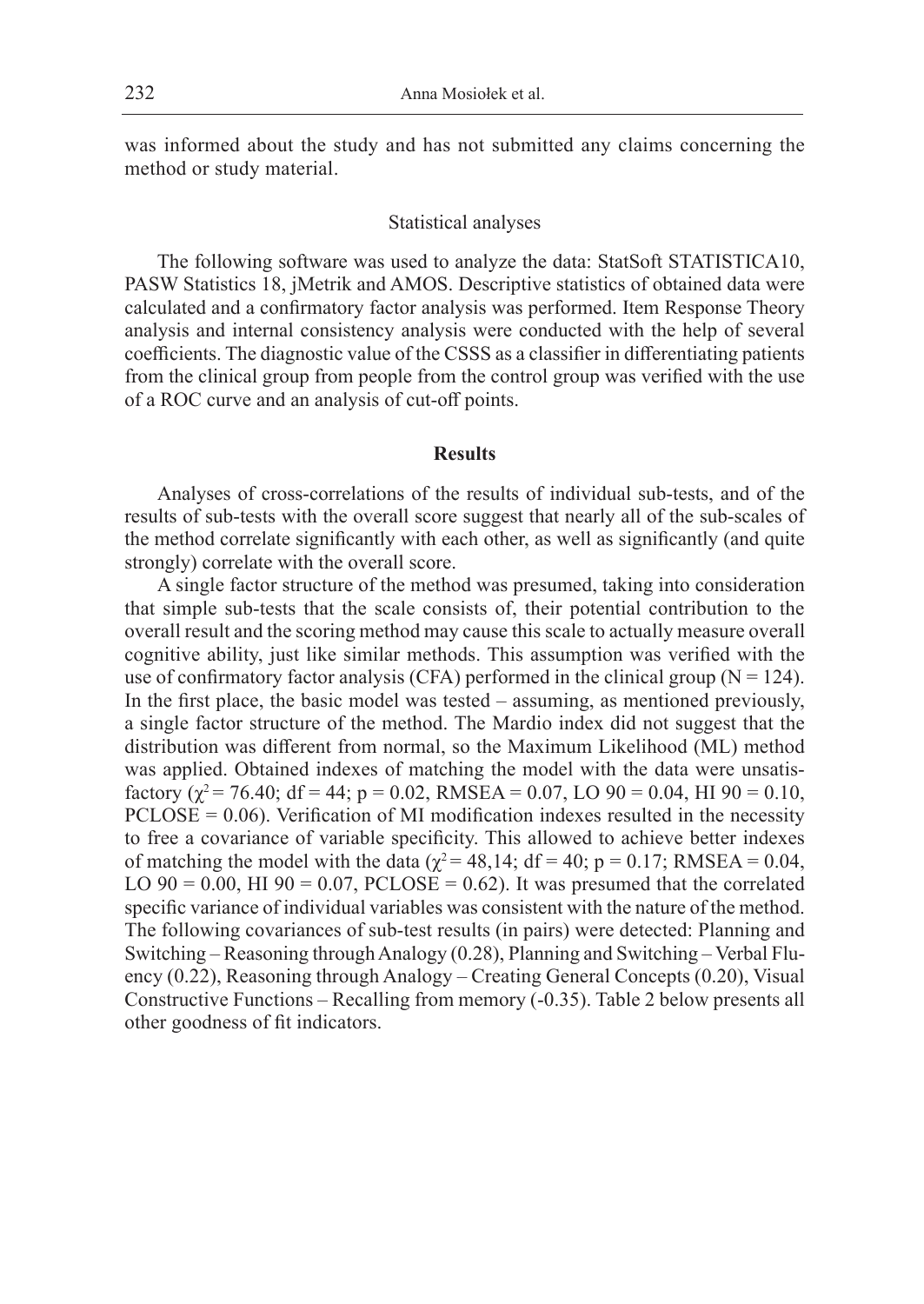was informed about the study and has not submitted any claims concerning the method or study material.

## Statistical analyses

The following software was used to analyze the data: StatSoft STATISTICA10, PASW Statistics 18, jMetrik and AMOS. Descriptive statistics of obtained data were calculated and a confirmatory factor analysis was performed. Item Response Theory analysis and internal consistency analysis were conducted with the help of several coefficients. The diagnostic value of the CSSS as a classifier in differentiating patients from the clinical group from people from the control group was verified with the use of a ROC curve and an analysis of cut-off points.

# Results

Analyses of cross-correlations of the results of individual sub-tests, and of the results of sub-tests with the overall score suggest that nearly all of the sub-scales of the method correlate significantly with each other, as well as significantly (and quite strongly) correlate with the overall score.

A single factor structure of the method was presumed, taking into consideration that simple sub-tests that the scale consists of, their potential contribution to the overall result and the scoring method may cause this scale to actually measure overall cognitive ability, just like similar methods. This assumption was verified with the use of confirmatory factor analysis (CFA) performed in the clinical group ($N = 124$). In the first place, the basic model was tested – assuming, as mentioned previously, a single factor structure of the method. The Mardio index did not suggest that the distribution was different from normal, so the Maximum Likelihood (ML) method was applied. Obtained indexes of matching the model with the data were unsatisfactory ($\chi^2 = 76.40$; df = 44; $p = 0.02$, RMSEA = 0.07, LO 90 = 0.04, HI 90 = 0.10, PCLOSE = 0.06). Verification of MI modification indexes resulted in the necessity to free a covariance of variable specificity. This allowed to achieve better indexes of matching the model with the data ($\chi^2 = 48{,}14$; df = 40; $p = 0.17$; RMSEA = 0.04, LO 90 = 0.00, HI 90 = 0.07, PCLOSE = 0.62). It was presumed that the correlated specific variance of individual variables was consistent with the nature of the method. The following covariances of sub-test results (in pairs) were detected: Planning and Switching – Reasoning through Analogy (0.28), Planning and Switching – Verbal Fluency (0.22), Reasoning through Analogy – Creating General Concepts (0.20), Visual Constructive Functions – Recalling from memory (-0.35). Table 2 below presents all other goodness of fit indicators.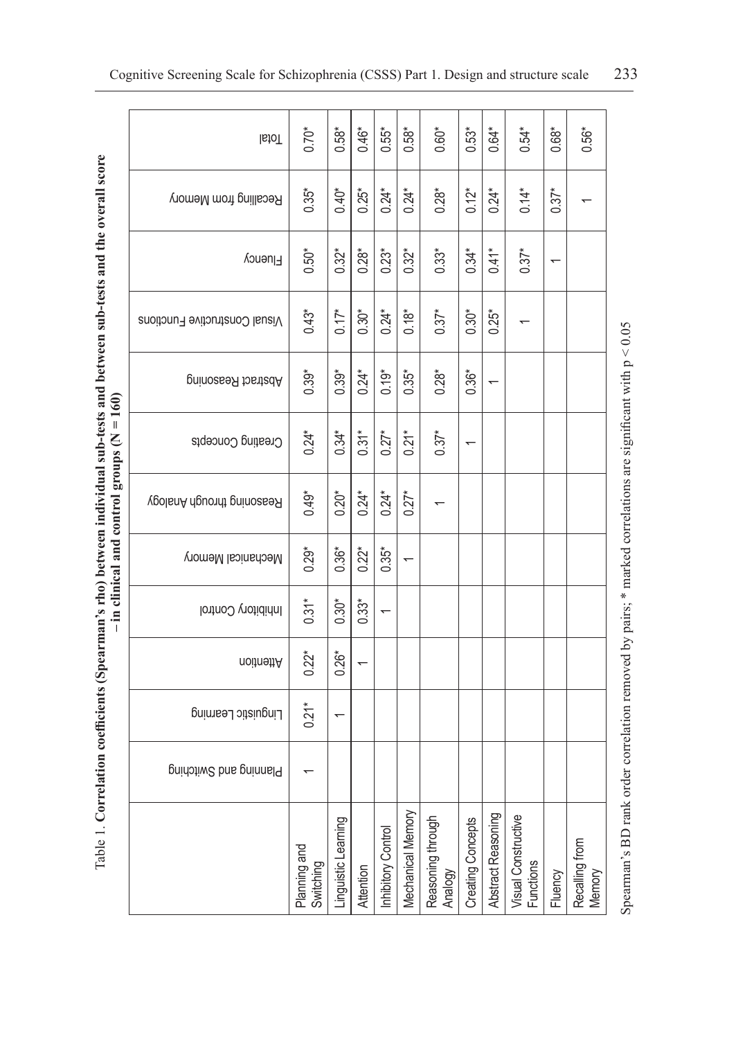Table 1. **Correlation coefficients (Spearman's rho) between individual sub-tests and between sub-tests and the overall score – in clinical and control groups (N = 160)**

| | Planning and Switching | Linguistic Learning | Attention | Inhibitory Control | Mechanical Memory | Reasoning through Analogy | Creating Concepts | Abstract Reasoning | Visual Constructive Functions | Fluency | Recalling from Memory | Total |
|---|---|---|---|---|---|---|---|---|---|---|---|---|
| Planning and Switching | 1 | 0.21* | 0.22* | 0.31* | 0.29* | 0.49* | 0.24* | 0.39* | 0.43* | 0.50* | 0.35* | 0.70* |
| Linguistic Learning | | 1 | 0.26* | 0.30* | 0.36* | 0.20* | 0.34* | 0.39* | 0.17* | 0.32* | 0.40* | 0.58* |
| Attention | | | 1 | 0.33* | 0.22* | 0.24* | 0.31* | 0.24* | 0.30* | 0.28* | 0.25* | 0.46* |
| Inhibitory Control | | | | 1 | 0.35* | 0.24* | 0.27* | 0.19* | 0.24* | 0.23* | 0.24* | 0.55* |
| Mechanical Memory | | | | | 1 | 0.27* | 0.21* | 0.35* | 0.18* | 0.32* | 0.24* | 0.58* |
| Reasoning through Analogy | | | | | | 1 | 0.37* | 0.28* | 0.37* | 0.33* | 0.28* | 0.60* |
| Creating Concepts | | | | | | | 1 | 0.36* | 0.30* | 0.34* | 0.12* | 0.53* |
| Abstract Reasoning | | | | | | | | 1 | 0.25* | 0.41* | 0.24* | 0.64* |
| Visual Constructive Functions | | | | | | | | | 1 | 0.37* | 0.14* | 0.54* |
| Fluency | | | | | | | | | | 1 | 0.37* | 0.68* |
| Recalling from Memory | | | | | | | | | | | 1 | 0.56* |

Spearman's BD rank order correlation removed by pairs; * marked correlations are significant with $p < 0.05$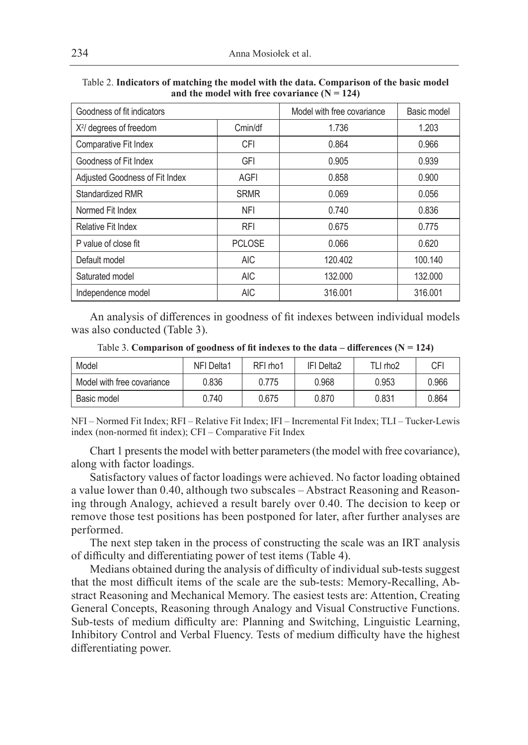Table 2. **Indicators of matching the model with the data. Comparison of the basic model and the model with free covariance (N = 124)**

| Goodness of fit indicators | | Model with free covariance | Basic model |
|---|---|---|---|
| $X^2$/ degrees of freedom | Cmin/df | 1.736 | 1.203 |
| Comparative Fit Index | CFI | 0.864 | 0.966 |
| Goodness of Fit Index | GFI | 0.905 | 0.939 |
| Adjusted Goodness of Fit Index | AGFI | 0.858 | 0.900 |
| Standardized RMR | SRMR | 0.069 | 0.056 |
| Normed Fit Index | NFI | 0.740 | 0.836 |
| Relative Fit Index | RFI | 0.675 | 0.775 |
| P value of close fit | PCLOSE | 0.066 | 0.620 |
| Default model | AIC | 120.402 | 100.140 |
| Saturated model | AIC | 132.000 | 132.000 |
| Independence model | AIC | 316.001 | 316.001 |

An analysis of differences in goodness of fit indexes between individual models was also conducted (Table 3).

Table 3. **Comparison of goodness of fit indexes to the data – differences (N = 124)**

| Model | NFI Delta1 | RFI rho1 | IFI Delta2 | TLI rho2 | CFI |
|---|---|---|---|---|---|
| Model with free covariance | 0.836 | 0.775 | 0.968 | 0.953 | 0.966 |
| Basic model | 0.740 | 0.675 | 0.870 | 0.831 | 0.864 |

NFI – Normed Fit Index; RFI – Relative Fit Index; IFI – Incremental Fit Index; TLI – Tucker-Lewis index (non-normed fit index); CFI – Comparative Fit Index

Chart 1 presents the model with better parameters (the model with free covariance), along with factor loadings.

Satisfactory values of factor loadings were achieved. No factor loading obtained a value lower than 0.40, although two subscales – Abstract Reasoning and Reasoning through Analogy, achieved a result barely over 0.40. The decision to keep or remove those test positions has been postponed for later, after further analyses are performed.

The next step taken in the process of constructing the scale was an IRT analysis of difficulty and differentiating power of test items (Table 4).

Medians obtained during the analysis of difficulty of individual sub-tests suggest that the most difficult items of the scale are the sub-tests: Memory-Recalling, Abstract Reasoning and Mechanical Memory. The easiest tests are: Attention, Creating General Concepts, Reasoning through Analogy and Visual Constructive Functions. Sub-tests of medium difficulty are: Planning and Switching, Linguistic Learning, Inhibitory Control and Verbal Fluency. Tests of medium difficulty have the highest differentiating power.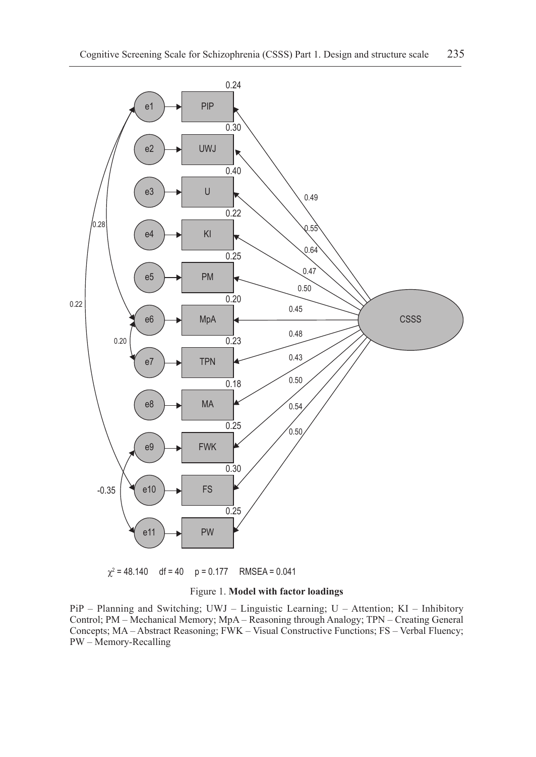$\chi^2 = 48.140$ df = 40 p = 0.177 RMSEA = 0.041

Figure 1. **Model with factor loadings**

PiP – Planning and Switching; UWJ – Linguistic Learning; U – Attention; KI – Inhibitory Control; PM – Mechanical Memory; MpA – Reasoning through Analogy; TPN – Creating General Concepts; MA – Abstract Reasoning; FWK – Visual Constructive Functions; FS – Verbal Fluency; PW – Memory-Recalling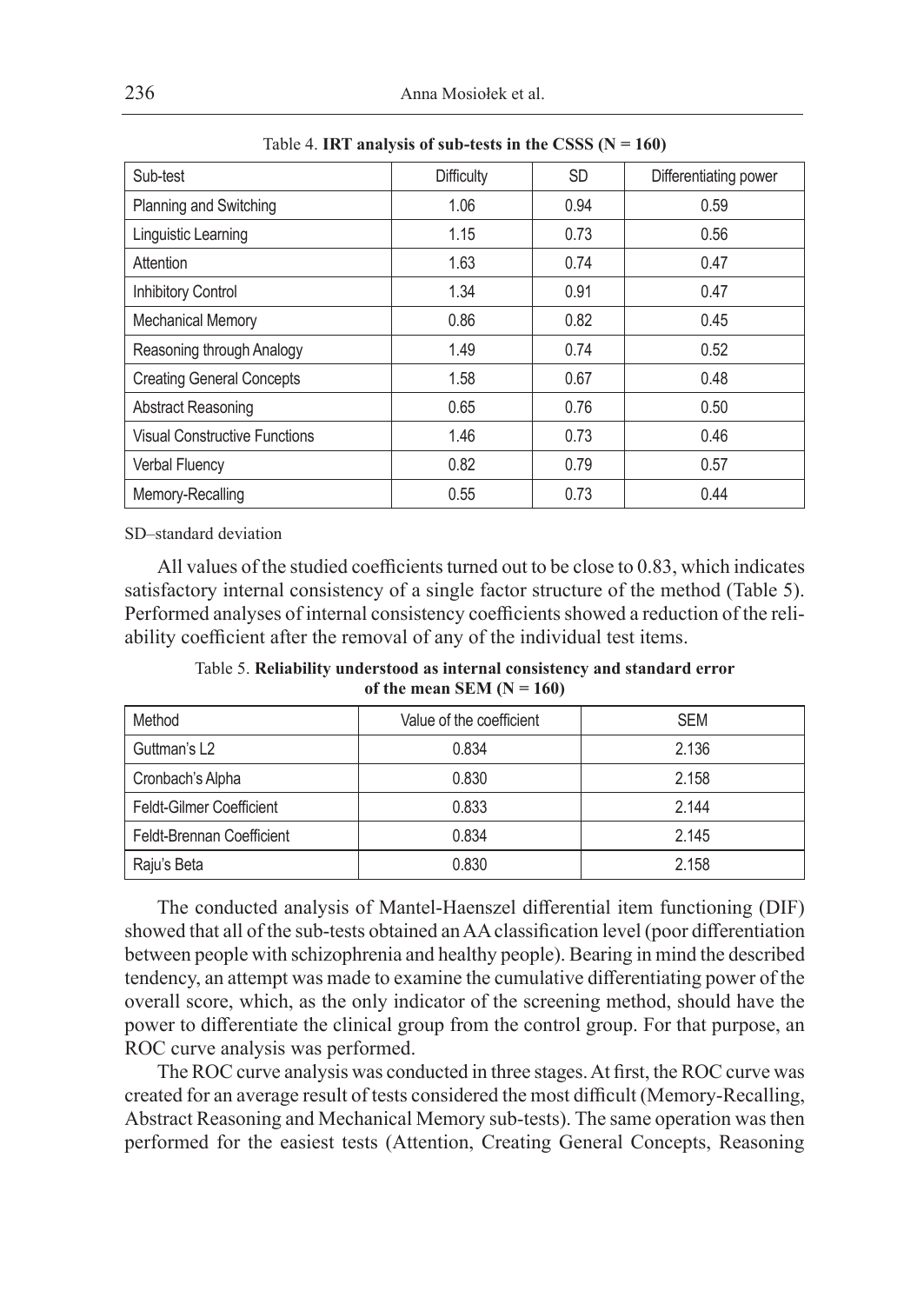Table 4. **IRT analysis of sub-tests in the CSSS (N = 160)**

| Sub-test | Difficulty | SD | Differentiating power |
|---|---|---|---|
| Planning and Switching | 1.06 | 0.94 | 0.59 |
| Linguistic Learning | 1.15 | 0.73 | 0.56 |
| Attention | 1.63 | 0.74 | 0.47 |
| Inhibitory Control | 1.34 | 0.91 | 0.47 |
| Mechanical Memory | 0.86 | 0.82 | 0.45 |
| Reasoning through Analogy | 1.49 | 0.74 | 0.52 |
| Creating General Concepts | 1.58 | 0.67 | 0.48 |
| Abstract Reasoning | 0.65 | 0.76 | 0.50 |
| Visual Constructive Functions | 1.46 | 0.73 | 0.46 |
| Verbal Fluency | 0.82 | 0.79 | 0.57 |
| Memory-Recalling | 0.55 | 0.73 | 0.44 |

SD–standard deviation

All values of the studied coefficients turned out to be close to 0.83, which indicates satisfactory internal consistency of a single factor structure of the method (Table 5). Performed analyses of internal consistency coefficients showed a reduction of the reliability coefficient after the removal of any of the individual test items.

Table 5. **Reliability understood as internal consistency and standard error of the mean SEM (N = 160)**

| Method | Value of the coefficient | SEM |
|---|---|---|
| Guttman's L2 | 0.834 | 2.136 |
| Cronbach's Alpha | 0.830 | 2.158 |
| Feldt-Gilmer Coefficient | 0.833 | 2.144 |
| Feldt-Brennan Coefficient | 0.834 | 2.145 |
| Raju's Beta | 0.830 | 2.158 |

The conducted analysis of Mantel-Haenszel differential item functioning (DIF) showed that all of the sub-tests obtained an AA classification level (poor differentiation between people with schizophrenia and healthy people). Bearing in mind the described tendency, an attempt was made to examine the cumulative differentiating power of the overall score, which, as the only indicator of the screening method, should have the power to differentiate the clinical group from the control group. For that purpose, an ROC curve analysis was performed.

The ROC curve analysis was conducted in three stages. At first, the ROC curve was created for an average result of tests considered the most difficult (Memory-Recalling, Abstract Reasoning and Mechanical Memory sub-tests). The same operation was then performed for the easiest tests (Attention, Creating General Concepts, Reasoning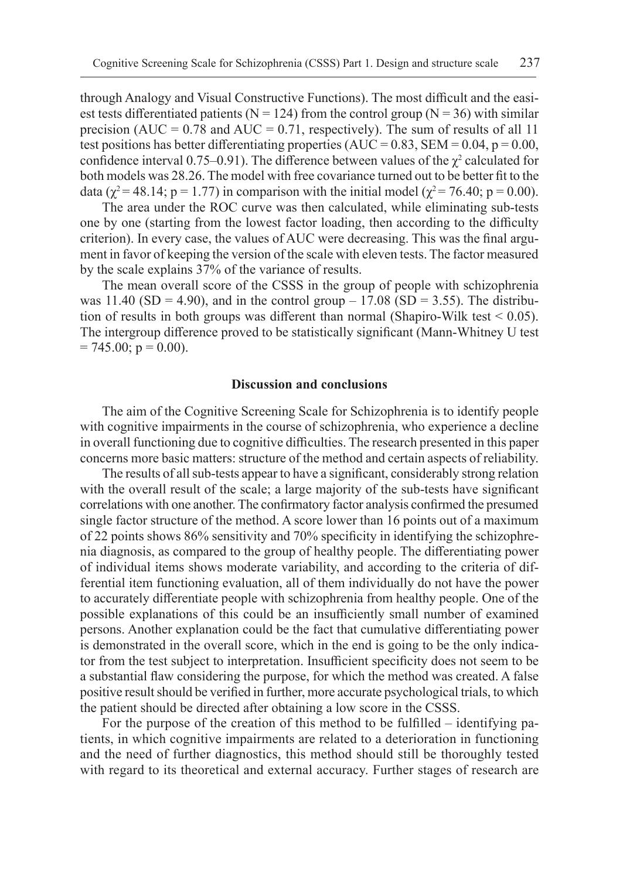through Analogy and Visual Constructive Functions). The most difficult and the easiest tests differentiated patients ($N = 124$) from the control group ($N = 36$) with similar precision ($AUC = 0.78$ and $AUC = 0.71$, respectively). The sum of results of all 11 test positions has better differentiating properties ($AUC = 0.83$, $SEM = 0.04$, $p = 0.00$, confidence interval 0.75–0.91). The difference between values of the $\chi^2$ calculated for both models was 28.26. The model with free covariance turned out to be better fit to the data ($\chi^2 = 48.14$; $p = 1.77$) in comparison with the initial model ($\chi^2 = 76.40$; $p = 0.00$).

The area under the ROC curve was then calculated, while eliminating sub-tests one by one (starting from the lowest factor loading, then according to the difficulty criterion). In every case, the values of AUC were decreasing. This was the final argument in favor of keeping the version of the scale with eleven tests. The factor measured by the scale explains 37% of the variance of results.

The mean overall score of the CSSS in the group of people with schizophrenia was 11.40 ($SD = 4.90$), and in the control group – 17.08 ($SD = 3.55$). The distribution of results in both groups was different than normal (Shapiro-Wilk test $< 0.05$). The intergroup difference proved to be statistically significant (Mann-Whitney U test $= 745.00$; $p = 0.00$).

## Discussion and conclusions

The aim of the Cognitive Screening Scale for Schizophrenia is to identify people with cognitive impairments in the course of schizophrenia, who experience a decline in overall functioning due to cognitive difficulties. The research presented in this paper concerns more basic matters: structure of the method and certain aspects of reliability.

The results of all sub-tests appear to have a significant, considerably strong relation with the overall result of the scale; a large majority of the sub-tests have significant correlations with one another. The confirmatory factor analysis confirmed the presumed single factor structure of the method. A score lower than 16 points out of a maximum of 22 points shows 86% sensitivity and 70% specificity in identifying the schizophrenia diagnosis, as compared to the group of healthy people. The differentiating power of individual items shows moderate variability, and according to the criteria of differential item functioning evaluation, all of them individually do not have the power to accurately differentiate people with schizophrenia from healthy people. One of the possible explanations of this could be an insufficiently small number of examined persons. Another explanation could be the fact that cumulative differentiating power is demonstrated in the overall score, which in the end is going to be the only indicator from the test subject to interpretation. Insufficient specificity does not seem to be a substantial flaw considering the purpose, for which the method was created. A false positive result should be verified in further, more accurate psychological trials, to which the patient should be directed after obtaining a low score in the CSSS.

For the purpose of the creation of this method to be fulfilled – identifying patients, in which cognitive impairments are related to a deterioration in functioning and the need of further diagnostics, this method should still be thoroughly tested with regard to its theoretical and external accuracy. Further stages of research are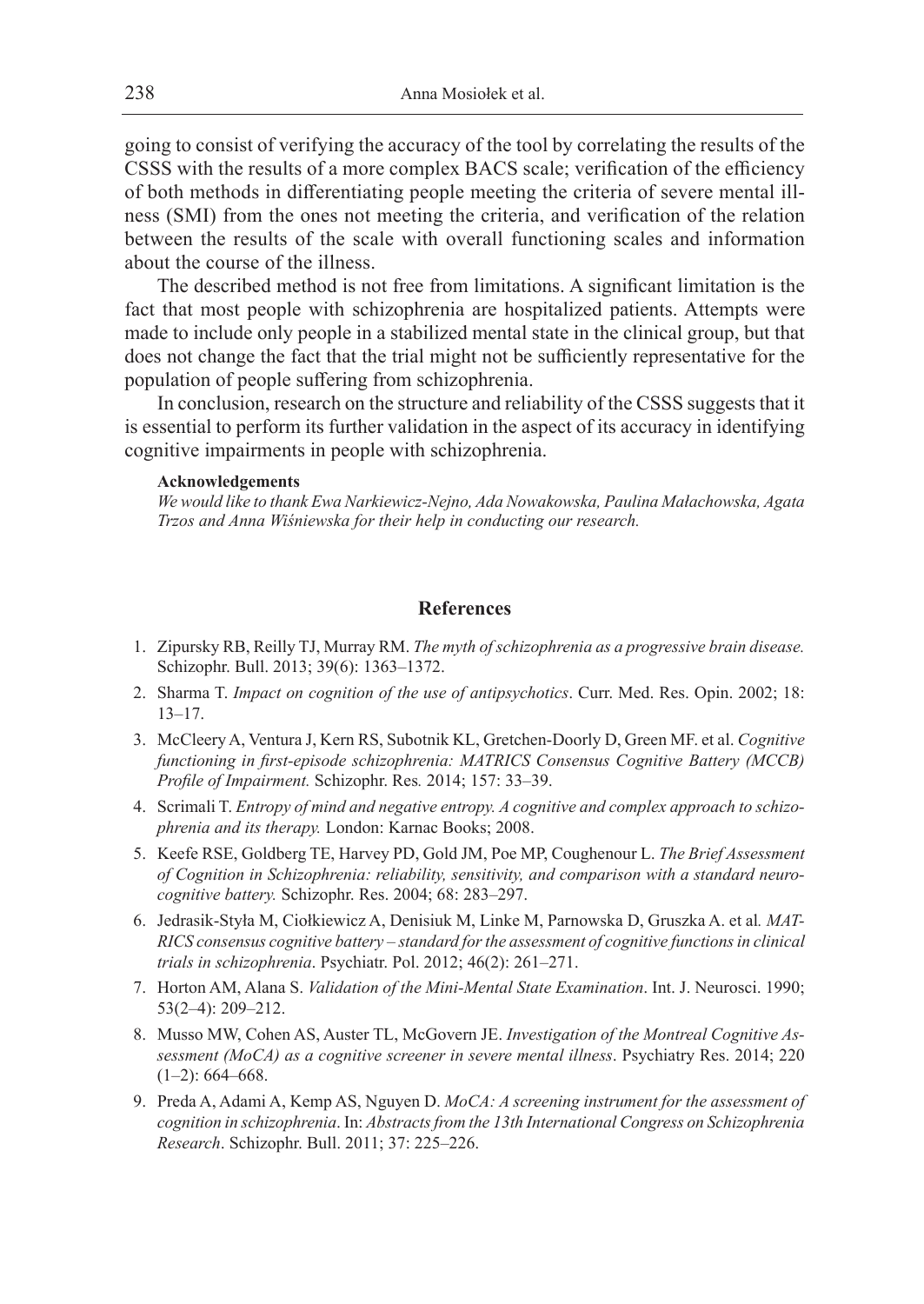going to consist of verifying the accuracy of the tool by correlating the results of the CSSS with the results of a more complex BACS scale; verification of the efficiency of both methods in differentiating people meeting the criteria of severe mental illness (SMI) from the ones not meeting the criteria, and verification of the relation between the results of the scale with overall functioning scales and information about the course of the illness.

The described method is not free from limitations. A significant limitation is the fact that most people with schizophrenia are hospitalized patients. Attempts were made to include only people in a stabilized mental state in the clinical group, but that does not change the fact that the trial might not be sufficiently representative for the population of people suffering from schizophrenia.

In conclusion, research on the structure and reliability of the CSSS suggests that it is essential to perform its further validation in the aspect of its accuracy in identifying cognitive impairments in people with schizophrenia.

**Acknowledgements**

*We would like to thank Ewa Narkiewicz-Nejno, Ada Nowakowska, Paulina Małachowska, Agata Trzos and Anna Wiśniewska for their help in conducting our research.*

## References

1. Zipursky RB, Reilly TJ, Murray RM. *The myth of schizophrenia as a progressive brain disease.* Schizophr. Bull. 2013; 39(6): 1363–1372.
2. Sharma T. *Impact on cognition of the use of antipsychotics*. Curr. Med. Res. Opin. 2002; 18: 13–17.
3. McCleery A, Ventura J, Kern RS, Subotnik KL, Gretchen-Doorly D, Green MF. et al. *Cognitive functioning in first-episode schizophrenia: MATRICS Consensus Cognitive Battery (MCCB) Profile of Impairment.* Schizophr. Res*.* 2014; 157: 33–39.
4. Scrimali T. *Entropy of mind and negative entropy. A cognitive and complex approach to schizophrenia and its therapy.* London: Karnac Books; 2008.
5. Keefe RSE, Goldberg TE, Harvey PD, Gold JM, Poe MP, Coughenour L. *The Brief Assessment of Cognition in Schizophrenia: reliability, sensitivity, and comparison with a standard neurocognitive battery.* Schizophr. Res. 2004; 68: 283–297.
6. Jedrasik-Styła M, Ciołkiewicz A, Denisiuk M, Linke M, Parnowska D, Gruszka A. et al*. MATRICS consensus cognitive battery – standard for the assessment of cognitive functions in clinical trials in schizophrenia*. Psychiatr. Pol. 2012; 46(2): 261–271.
7. Horton AM, Alana S. *Validation of the Mini-Mental State Examination*. Int. J. Neurosci. 1990; 53(2–4): 209–212.
8. Musso MW, Cohen AS, Auster TL, McGovern JE. *Investigation of the Montreal Cognitive Assessment (MoCA) as a cognitive screener in severe mental illness*. Psychiatry Res. 2014; 220 (1–2): 664–668.
9. Preda A, Adami A, Kemp AS, Nguyen D. *MoCA: A screening instrument for the assessment of cognition in schizophrenia*. In: *Abstracts from the 13th International Congress on Schizophrenia Research*. Schizophr. Bull. 2011; 37: 225–226.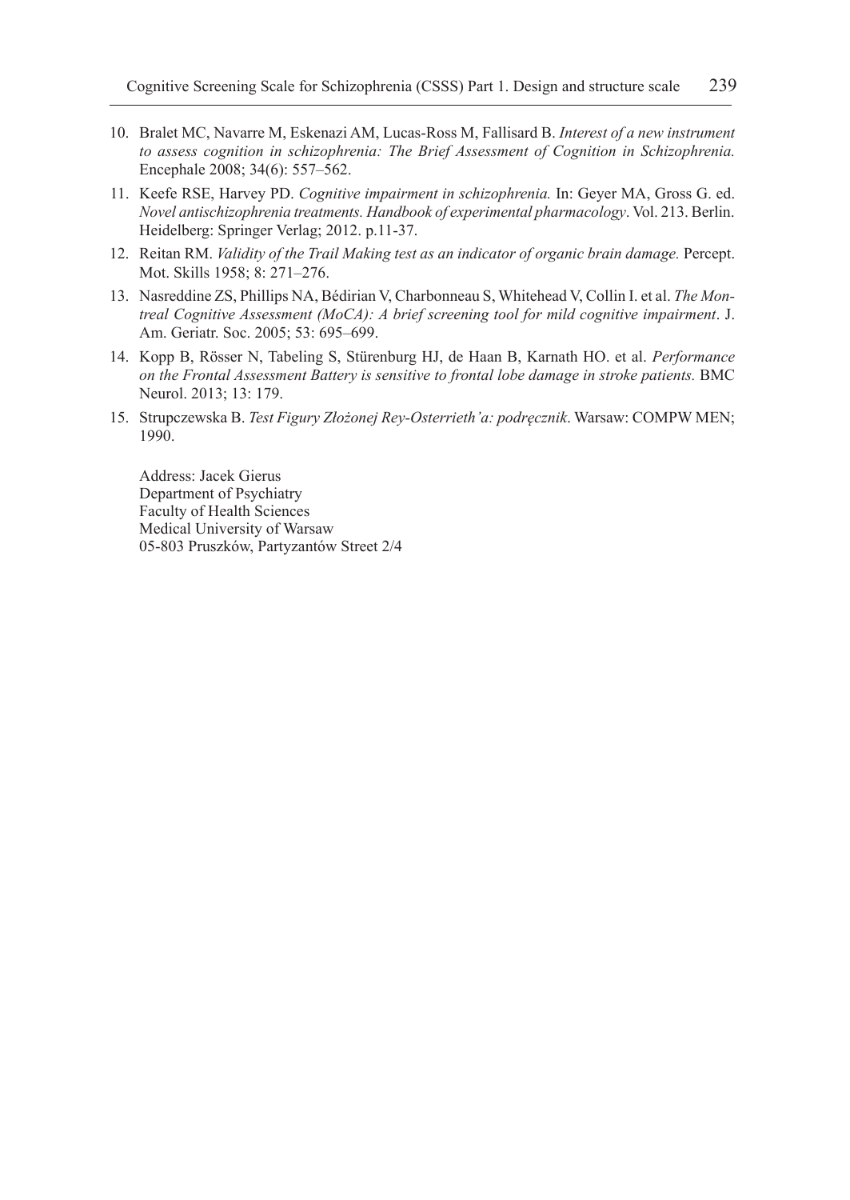10. Bralet MC, Navarre M, Eskenazi AM, Lucas-Ross M, Fallisard B. *Interest of a new instrument to assess cognition in schizophrenia: The Brief Assessment of Cognition in Schizophrenia.* Encephale 2008; 34(6): 557–562.
11. Keefe RSE, Harvey PD. *Cognitive impairment in schizophrenia.* In: Geyer MA, Gross G. ed. *Novel antischizophrenia treatments. Handbook of experimental pharmacology*. Vol. 213. Berlin. Heidelberg: Springer Verlag; 2012. p.11-37.
12. Reitan RM. *Validity of the Trail Making test as an indicator of organic brain damage.* Percept. Mot. Skills 1958; 8: 271–276.
13. Nasreddine ZS, Phillips NA, Bédirian V, Charbonneau S, Whitehead V, Collin I. et al. *The Montreal Cognitive Assessment (MoCA): A brief screening tool for mild cognitive impairment*. J. Am. Geriatr. Soc. 2005; 53: 695–699.
14. Kopp B, Rösser N, Tabeling S, Stürenburg HJ, de Haan B, Karnath HO. et al. *Performance on the Frontal Assessment Battery is sensitive to frontal lobe damage in stroke patients.* BMC Neurol. 2013; 13: 179.
15. Strupczewska B. *Test Figury Złożonej Rey-Osterrieth'a: podręcznik*. Warsaw: COMPW MEN; 1990.

Address: Jacek Gierus
Department of Psychiatry
Faculty of Health Sciences
Medical University of Warsaw
05-803 Pruszków, Partyzantów Street 2/4